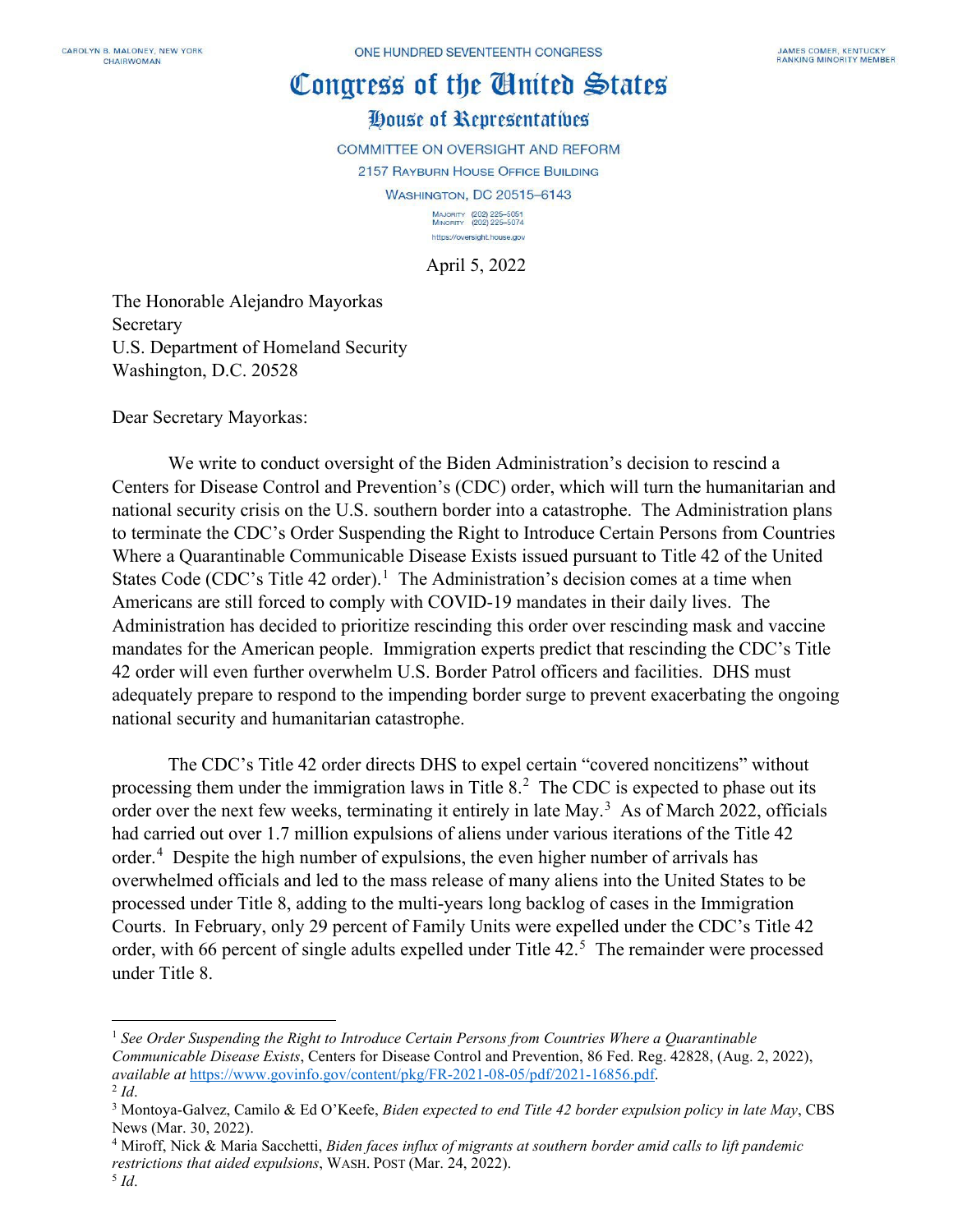CAROLYN B. MALONEY, NEW YORK
CHAIRWOMAN

ONE HUNDRED SEVENTEENTH CONGRESS

JAMES COMER, KENTUCKY
RANKING MINORITY MEMBER

# Congress of the United States

## House of Representatives

COMMITTEE ON OVERSIGHT AND REFORM

2157 RAYBURN HOUSE OFFICE BUILDING

WASHINGTON, DC 20515–6143

MAJORITY (202) 225–5051
MINORITY (202) 225–5074

https://oversight.house.gov

April 5, 2022

The Honorable Alejandro Mayorkas
Secretary
U.S. Department of Homeland Security
Washington, D.C. 20528

Dear Secretary Mayorkas:

We write to conduct oversight of the Biden Administration's decision to rescind a Centers for Disease Control and Prevention's (CDC) order, which will turn the humanitarian and national security crisis on the U.S. southern border into a catastrophe. The Administration plans to terminate the CDC's Order Suspending the Right to Introduce Certain Persons from Countries Where a Quarantinable Communicable Disease Exists issued pursuant to Title 42 of the United States Code (CDC's Title 42 order).[1] The Administration's decision comes at a time when Americans are still forced to comply with COVID-19 mandates in their daily lives. The Administration has decided to prioritize rescinding this order over rescinding mask and vaccine mandates for the American people. Immigration experts predict that rescinding the CDC's Title 42 order will even further overwhelm U.S. Border Patrol officers and facilities. DHS must adequately prepare to respond to the impending border surge to prevent exacerbating the ongoing national security and humanitarian catastrophe.

The CDC's Title 42 order directs DHS to expel certain "covered noncitizens" without processing them under the immigration laws in Title 8.[2] The CDC is expected to phase out its order over the next few weeks, terminating it entirely in late May.[3] As of March 2022, officials had carried out over 1.7 million expulsions of aliens under various iterations of the Title 42 order.[4] Despite the high number of expulsions, the even higher number of arrivals has overwhelmed officials and led to the mass release of many aliens into the United States to be processed under Title 8, adding to the multi-years long backlog of cases in the Immigration Courts. In February, only 29 percent of Family Units were expelled under the CDC's Title 42 order, with 66 percent of single adults expelled under Title 42.[5] The remainder were processed under Title 8.

---

[1] *See Order Suspending the Right to Introduce Certain Persons from Countries Where a Quarantinable Communicable Disease Exists*, Centers for Disease Control and Prevention, 86 Fed. Reg. 42828, (Aug. 2, 2022), *available at* https://www.govinfo.gov/content/pkg/FR-2021-08-05/pdf/2021-16856.pdf.

[2] *Id*.

[3] Montoya-Galvez, Camilo & Ed O'Keefe, *Biden expected to end Title 42 border expulsion policy in late May*, CBS News (Mar. 30, 2022).

[4] Miroff, Nick & Maria Sacchetti, *Biden faces influx of migrants at southern border amid calls to lift pandemic restrictions that aided expulsions*, WASH. POST (Mar. 24, 2022).

[5] *Id*.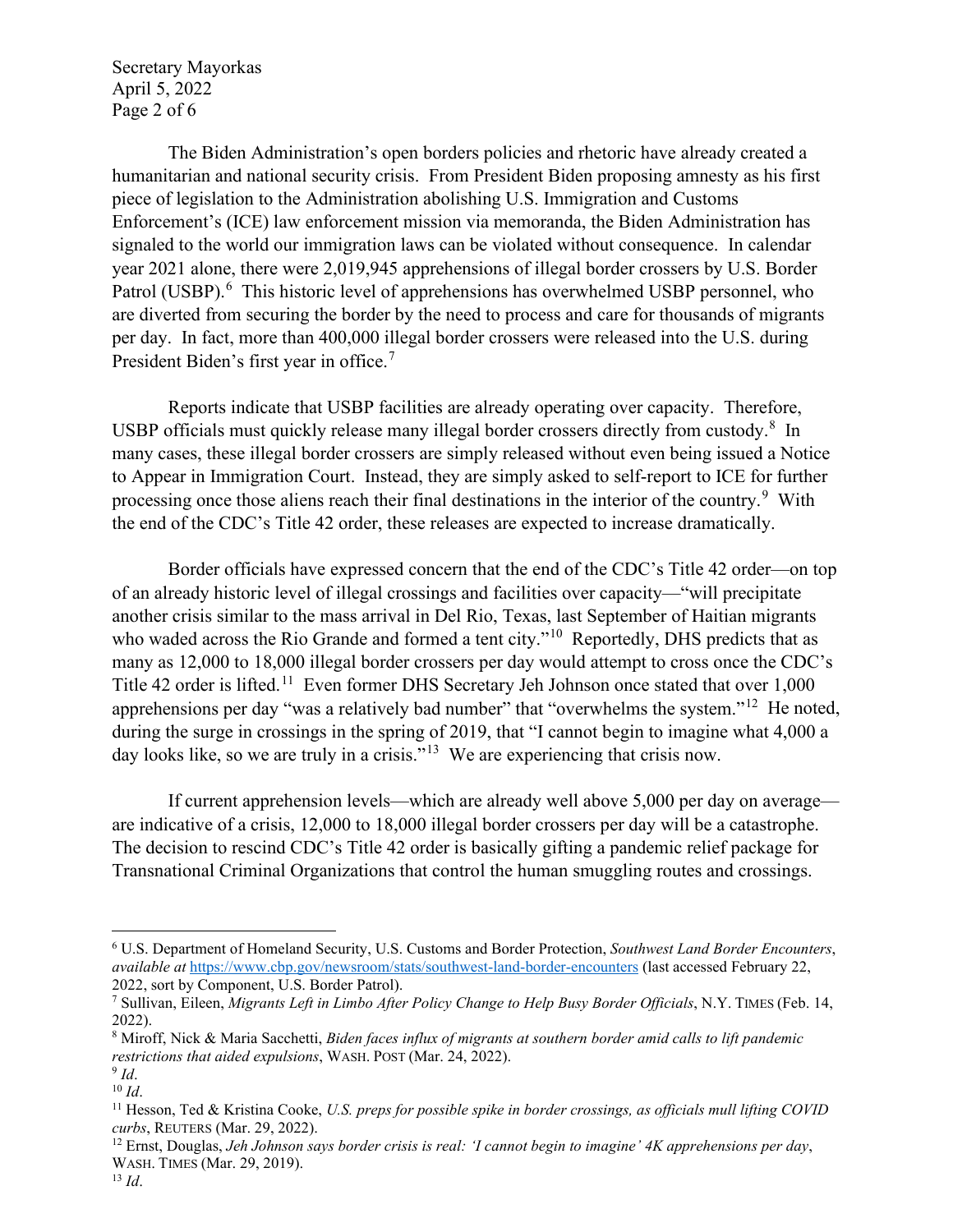The Biden Administration's open borders policies and rhetoric have already created a humanitarian and national security crisis. From President Biden proposing amnesty as his first piece of legislation to the Administration abolishing U.S. Immigration and Customs Enforcement's (ICE) law enforcement mission via memoranda, the Biden Administration has signaled to the world our immigration laws can be violated without consequence. In calendar year 2021 alone, there were 2,019,945 apprehensions of illegal border crossers by U.S. Border Patrol (USBP).[6] This historic level of apprehensions has overwhelmed USBP personnel, who are diverted from securing the border by the need to process and care for thousands of migrants per day. In fact, more than 400,000 illegal border crossers were released into the U.S. during President Biden's first year in office.[7]

Reports indicate that USBP facilities are already operating over capacity. Therefore, USBP officials must quickly release many illegal border crossers directly from custody.[8] In many cases, these illegal border crossers are simply released without even being issued a Notice to Appear in Immigration Court. Instead, they are simply asked to self-report to ICE for further processing once those aliens reach their final destinations in the interior of the country.[9] With the end of the CDC's Title 42 order, these releases are expected to increase dramatically.

Border officials have expressed concern that the end of the CDC's Title 42 order—on top of an already historic level of illegal crossings and facilities over capacity—"will precipitate another crisis similar to the mass arrival in Del Rio, Texas, last September of Haitian migrants who waded across the Rio Grande and formed a tent city."[10] Reportedly, DHS predicts that as many as 12,000 to 18,000 illegal border crossers per day would attempt to cross once the CDC's Title 42 order is lifted.[11] Even former DHS Secretary Jeh Johnson once stated that over 1,000 apprehensions per day "was a relatively bad number" that "overwhelms the system."[12] He noted, during the surge in crossings in the spring of 2019, that "I cannot begin to imagine what 4,000 a day looks like, so we are truly in a crisis."[13] We are experiencing that crisis now.

If current apprehension levels—which are already well above 5,000 per day on average—are indicative of a crisis, 12,000 to 18,000 illegal border crossers per day will be a catastrophe. The decision to rescind CDC's Title 42 order is basically gifting a pandemic relief package for Transnational Criminal Organizations that control the human smuggling routes and crossings.

---

[6] U.S. Department of Homeland Security, U.S. Customs and Border Protection, *Southwest Land Border Encounters*, *available at* https://www.cbp.gov/newsroom/stats/southwest-land-border-encounters (last accessed February 22, 2022, sort by Component, U.S. Border Patrol).

[7] Sullivan, Eileen, *Migrants Left in Limbo After Policy Change to Help Busy Border Officials*, N.Y. TIMES (Feb. 14, 2022).

[8] Miroff, Nick & Maria Sacchetti, *Biden faces influx of migrants at southern border amid calls to lift pandemic restrictions that aided expulsions*, WASH. POST (Mar. 24, 2022).

[9] *Id*.

[10] *Id*.

[11] Hesson, Ted & Kristina Cooke, *U.S. preps for possible spike in border crossings, as officials mull lifting COVID curbs*, REUTERS (Mar. 29, 2022).

[12] Ernst, Douglas, *Jeh Johnson says border crisis is real: 'I cannot begin to imagine' 4K apprehensions per day*, WASH. TIMES (Mar. 29, 2019).

[13] *Id*.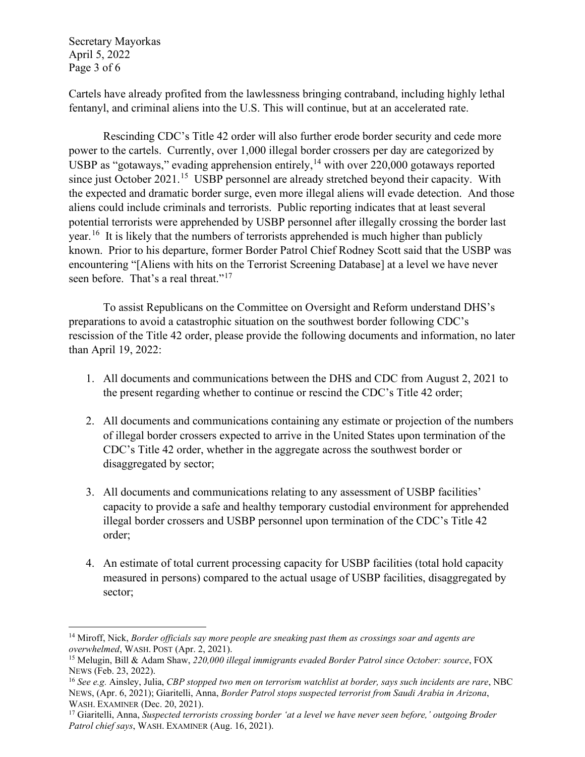Cartels have already profited from the lawlessness bringing contraband, including highly lethal fentanyl, and criminal aliens into the U.S. This will continue, but at an accelerated rate.

Rescinding CDC's Title 42 order will also further erode border security and cede more power to the cartels. Currently, over 1,000 illegal border crossers per day are categorized by USBP as "gotaways," evading apprehension entirely,[14] with over 220,000 gotaways reported since just October 2021.[15] USBP personnel are already stretched beyond their capacity. With the expected and dramatic border surge, even more illegal aliens will evade detection. And those aliens could include criminals and terrorists. Public reporting indicates that at least several potential terrorists were apprehended by USBP personnel after illegally crossing the border last year.[16] It is likely that the numbers of terrorists apprehended is much higher than publicly known. Prior to his departure, former Border Patrol Chief Rodney Scott said that the USBP was encountering "[Aliens with hits on the Terrorist Screening Database] at a level we have never seen before. That's a real threat."[17]

To assist Republicans on the Committee on Oversight and Reform understand DHS's preparations to avoid a catastrophic situation on the southwest border following CDC's rescission of the Title 42 order, please provide the following documents and information, no later than April 19, 2022:

1. All documents and communications between the DHS and CDC from August 2, 2021 to the present regarding whether to continue or rescind the CDC's Title 42 order;

2. All documents and communications containing any estimate or projection of the numbers of illegal border crossers expected to arrive in the United States upon termination of the CDC's Title 42 order, whether in the aggregate across the southwest border or disaggregated by sector;

3. All documents and communications relating to any assessment of USBP facilities' capacity to provide a safe and healthy temporary custodial environment for apprehended illegal border crossers and USBP personnel upon termination of the CDC's Title 42 order;

4. An estimate of total current processing capacity for USBP facilities (total hold capacity measured in persons) compared to the actual usage of USBP facilities, disaggregated by sector;

---

[14] Miroff, Nick, *Border officials say more people are sneaking past them as crossings soar and agents are overwhelmed*, WASH. POST (Apr. 2, 2021).

[15] Melugin, Bill & Adam Shaw, *220,000 illegal immigrants evaded Border Patrol since October: source*, FOX NEWS (Feb. 23, 2022).

[16] *See e.g.* Ainsley, Julia, *CBP stopped two men on terrorism watchlist at border, says such incidents are rare*, NBC NEWS, (Apr. 6, 2021); Giaritelli, Anna, *Border Patrol stops suspected terrorist from Saudi Arabia in Arizona*, WASH. EXAMINER (Dec. 20, 2021).

[17] Giaritelli, Anna, *Suspected terrorists crossing border 'at a level we have never seen before,' outgoing Broder Patrol chief says*, WASH. EXAMINER (Aug. 16, 2021).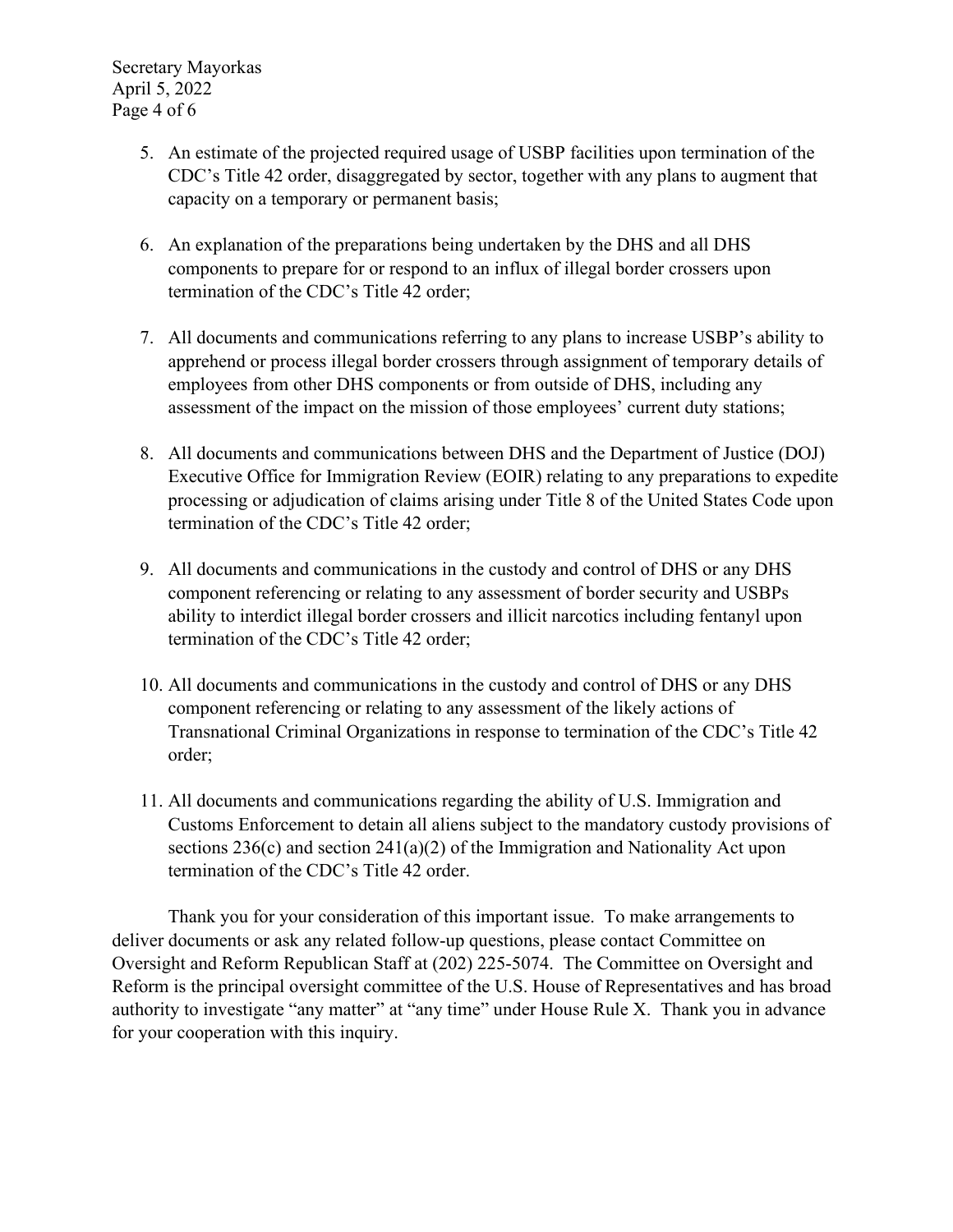5. An estimate of the projected required usage of USBP facilities upon termination of the CDC's Title 42 order, disaggregated by sector, together with any plans to augment that capacity on a temporary or permanent basis;

6. An explanation of the preparations being undertaken by the DHS and all DHS components to prepare for or respond to an influx of illegal border crossers upon termination of the CDC's Title 42 order;

7. All documents and communications referring to any plans to increase USBP's ability to apprehend or process illegal border crossers through assignment of temporary details of employees from other DHS components or from outside of DHS, including any assessment of the impact on the mission of those employees' current duty stations;

8. All documents and communications between DHS and the Department of Justice (DOJ) Executive Office for Immigration Review (EOIR) relating to any preparations to expedite processing or adjudication of claims arising under Title 8 of the United States Code upon termination of the CDC's Title 42 order;

9. All documents and communications in the custody and control of DHS or any DHS component referencing or relating to any assessment of border security and USBPs ability to interdict illegal border crossers and illicit narcotics including fentanyl upon termination of the CDC's Title 42 order;

10. All documents and communications in the custody and control of DHS or any DHS component referencing or relating to any assessment of the likely actions of Transnational Criminal Organizations in response to termination of the CDC's Title 42 order;

11. All documents and communications regarding the ability of U.S. Immigration and Customs Enforcement to detain all aliens subject to the mandatory custody provisions of sections 236(c) and section 241(a)(2) of the Immigration and Nationality Act upon termination of the CDC's Title 42 order.

Thank you for your consideration of this important issue. To make arrangements to deliver documents or ask any related follow-up questions, please contact Committee on Oversight and Reform Republican Staff at (202) 225-5074. The Committee on Oversight and Reform is the principal oversight committee of the U.S. House of Representatives and has broad authority to investigate "any matter" at "any time" under House Rule X. Thank you in advance for your cooperation with this inquiry.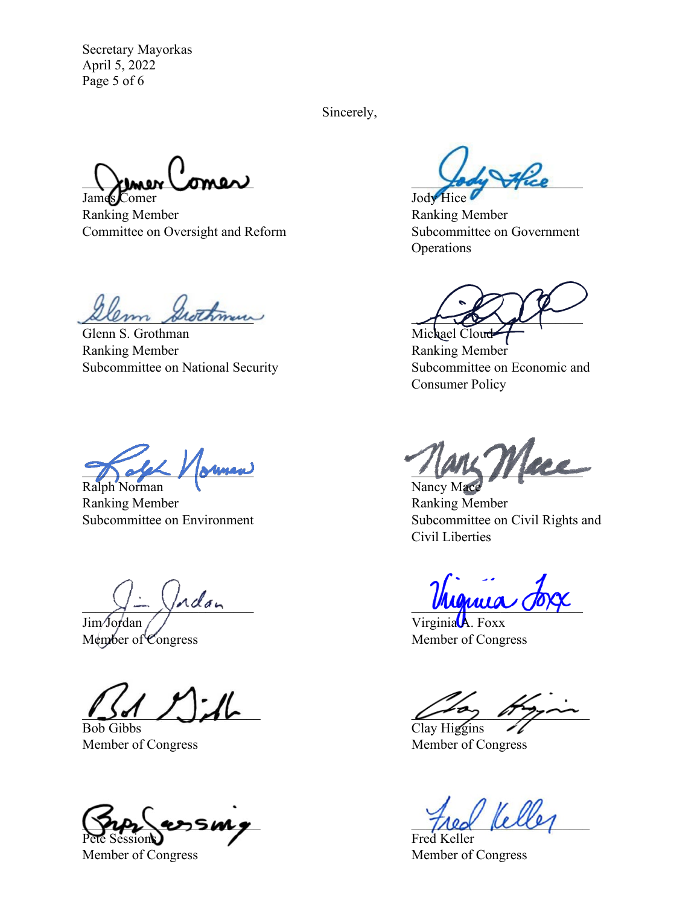Sincerely,

James Comer
Ranking Member
Committee on Oversight and Reform

Jody Hice
Ranking Member
Subcommittee on Government Operations

Glenn S. Grothman
Ranking Member
Subcommittee on National Security

Michael Cloud
Ranking Member
Subcommittee on Economic and Consumer Policy

Ralph Norman
Ranking Member
Subcommittee on Environment

Nancy Mace
Ranking Member
Subcommittee on Civil Rights and Civil Liberties

Jim Jordan
Member of Congress

Virginia A. Foxx
Member of Congress

Bob Gibbs
Member of Congress

Clay Higgins
Member of Congress

Pete Sessions
Member of Congress

Fred Keller
Member of Congress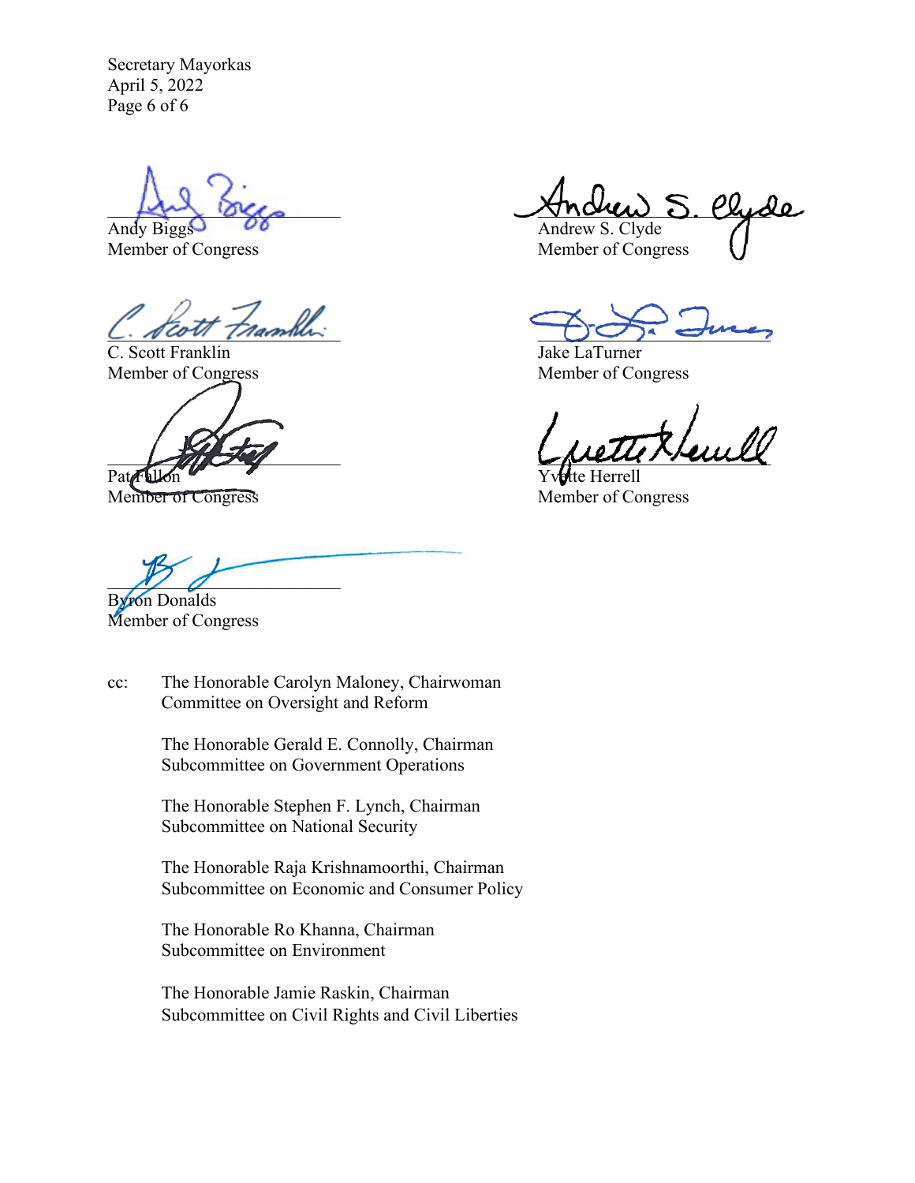Andy Biggs
Member of Congress

Andrew S. Clyde
Member of Congress

C. Scott Franklin
Member of Congress

Jake LaTurner
Member of Congress

Pat Fallon
Member of Congress

Yvette Herrell
Member of Congress

Byron Donalds
Member of Congress

cc: The Honorable Carolyn Maloney, Chairwoman
Committee on Oversight and Reform

The Honorable Gerald E. Connolly, Chairman
Subcommittee on Government Operations

The Honorable Stephen F. Lynch, Chairman
Subcommittee on National Security

The Honorable Raja Krishnamoorthi, Chairman
Subcommittee on Economic and Consumer Policy

The Honorable Ro Khanna, Chairman
Subcommittee on Environment

The Honorable Jamie Raskin, Chairman
Subcommittee on Civil Rights and Civil Liberties